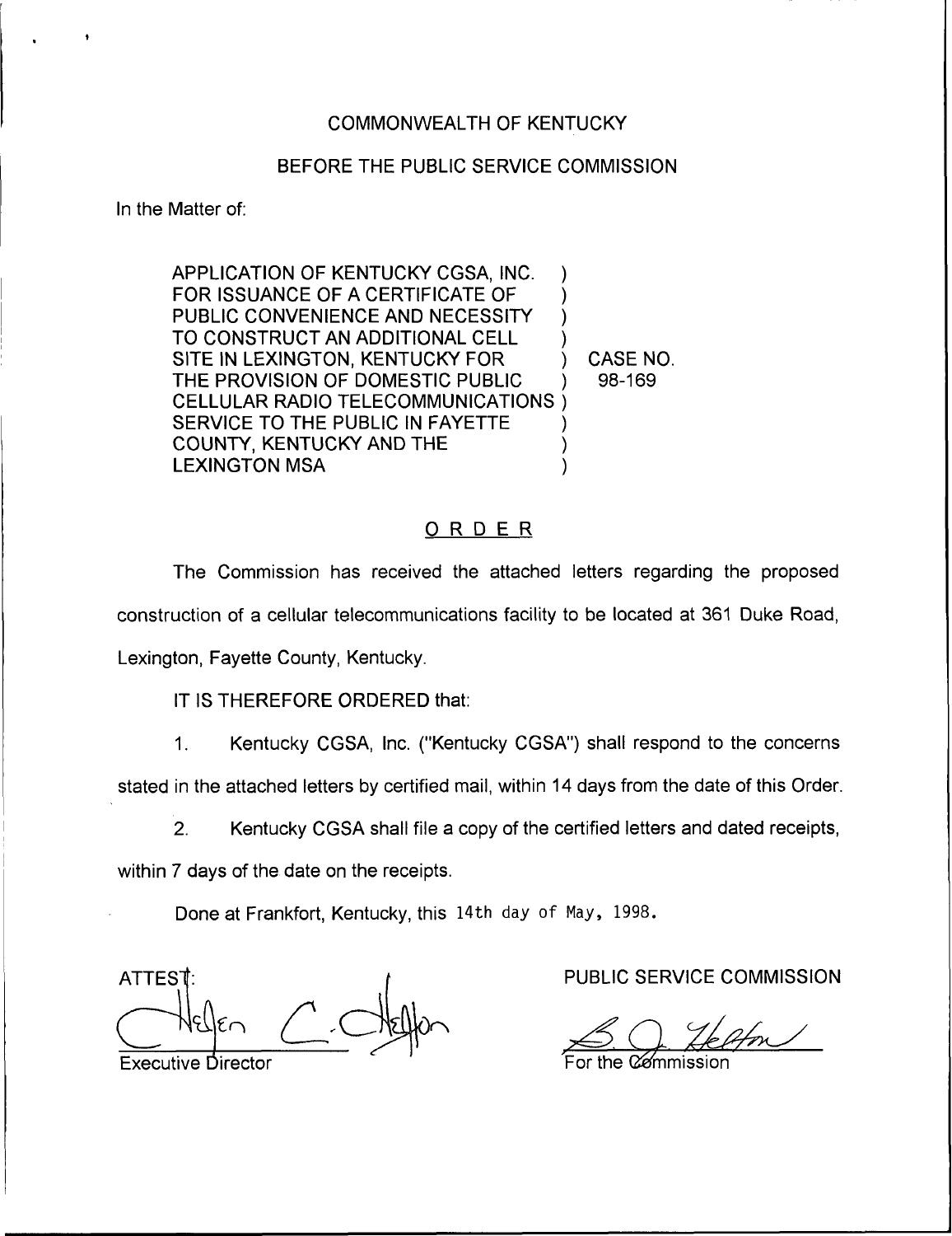COMMONWEALTH OF KENTUCKY

BEFORE THE PUBLIC SERVICE COMMISSION

In the Matter of:

APPLICATION OF KENTUCKY CGSA, INC. FOR ISSUANCE OF A CERTIFICATE OF PUBLIC CONVENIENCE AND NECESSITY TO CONSTRUCT AN ADDITIONAL CELL SITE IN LEXINGTON, KENTUCKY FOR THE PROVISION OF DOMESTIC PUBLIC CELLULAR RADIO TELECOMMUNICATIONS SERVICE TO THE PUBLIC IN FAYETTE COUNTY, KENTUCKY AND THE LEXINGTON MSA ) CASE NO. 98-169

## ORDER

The Commission has received the attached letters regarding the proposed construction of a cellular telecommunications facility to be located at 361 Duke Road, Lexington, Fayette County, Kentucky.

IT IS THEREFORE ORDERED that:

1. Kentucky CGSA, Inc. ("Kentucky CGSA") shall respond to the concerns stated in the attached letters by certified mail, within 14 days from the date of this Order.

2. Kentucky CGSA shall file a copy of the certified letters and dated receipts, within 7 days of the date on the receipts.

Done at Frankfort, Kentucky, this 14th day of May, 1998.

ATTEST:

Executive Director

PUBLIC SERVICE COMMISSION

For the Commission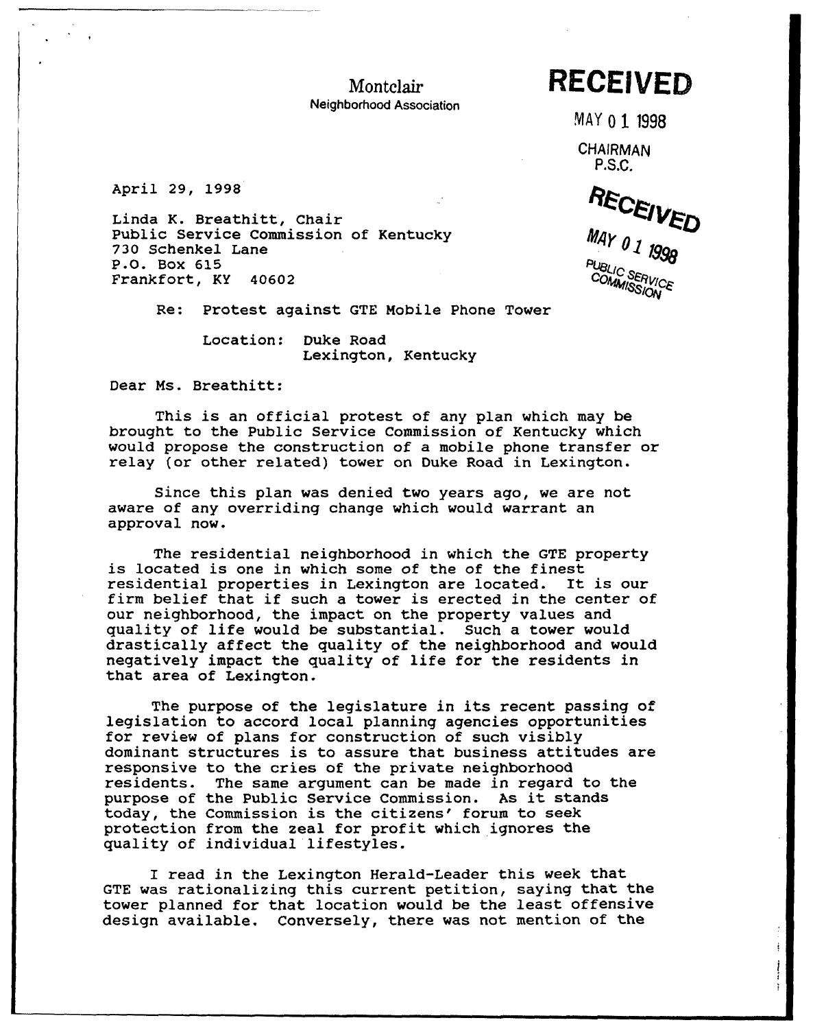Montclair
Neighborhood Association

**RECEIVED**

MAY 01 1998

CHAIRMAN
P.S.C.

RECEIVED

MAY 01 1998

PUBLIC SERVICE
COMMISSION

April 29, 1998

Linda K. Breathitt, Chair
Public Service Commission of Kentucky
730 Schenkel Lane
P.O. Box 615
Frankfort, KY 40602

Re: Protest against GTE Mobile Phone Tower

Location: Duke Road
Lexington, Kentucky

Dear Ms. Breathitt:

This is an official protest of any plan which may be brought to the Public Service Commission of Kentucky which would propose the construction of a mobile phone transfer or relay (or other related) tower on Duke Road in Lexington.

Since this plan was denied two years ago, we are not aware of any overriding change which would warrant an approval now.

The residential neighborhood in which the GTE property is located is one in which some of the of the finest residential properties in Lexington are located. It is our firm belief that if such a tower is erected in the center of our neighborhood, the impact on the property values and quality of life would be substantial. Such a tower would drastically affect the quality of the neighborhood and would negatively impact the quality of life for the residents in that area of Lexington.

The purpose of the legislature in its recent passing of legislation to accord local planning agencies opportunities for review of plans for construction of such visibly dominant structures is to assure that business attitudes are responsive to the cries of the private neighborhood residents. The same argument can be made in regard to the purpose of the Public Service Commission. As it stands today, the Commission is the citizens' forum to seek protection from the zeal for profit which ignores the quality of individual lifestyles.

I read in the Lexington Herald-Leader this week that GTE was rationalizing this current petition, saying that the tower planned for that location would be the least offensive design available. Conversely, there was not mention of the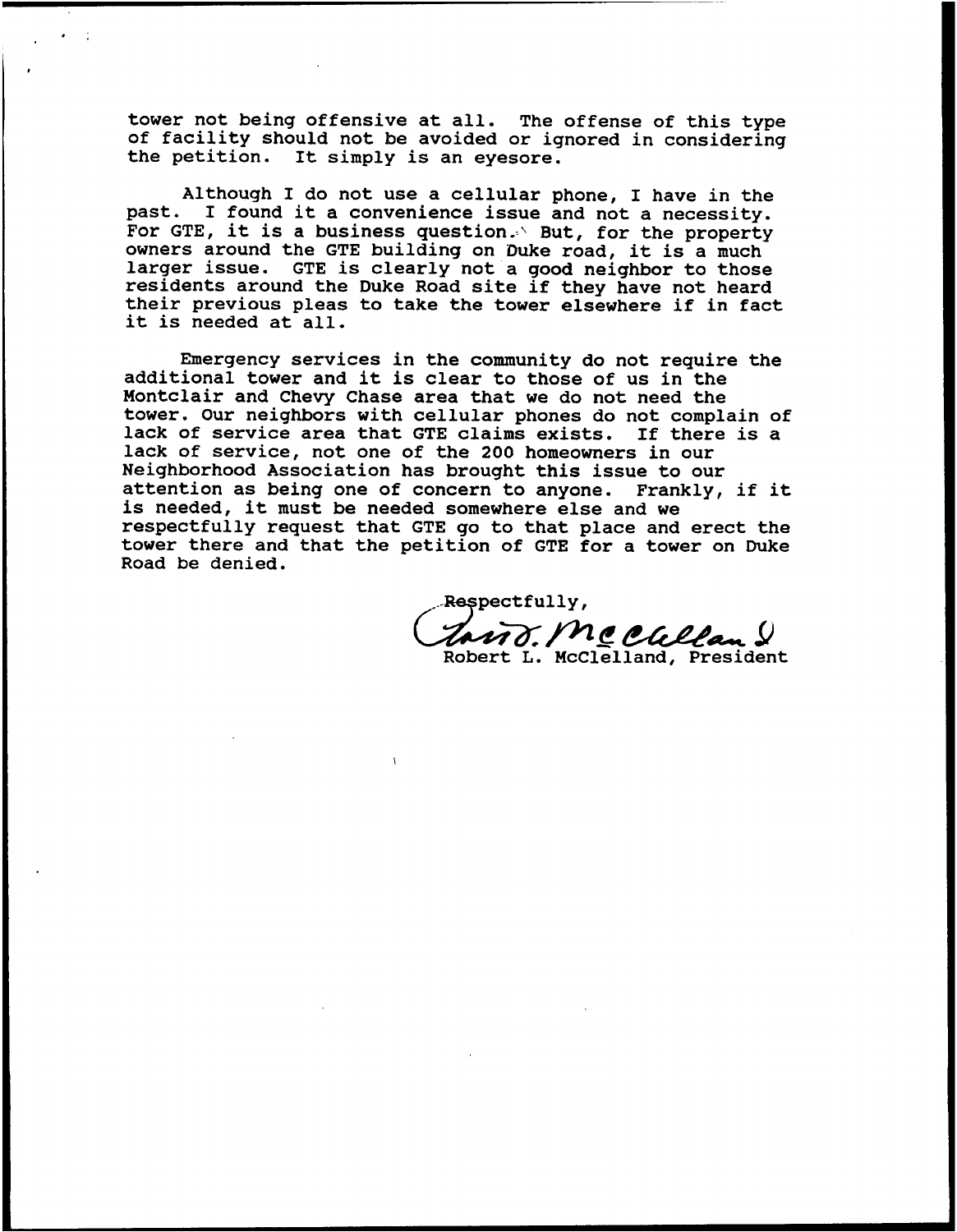tower not being offensive at all. The offense of this type of facility should not be avoided or ignored in considering the petition. It simply is an eyesore.

Although I do not use a cellular phone, I have in the past. I found it a convenience issue and not a necessity. For GTE, it is a business question. But, for the property owners around the GTE building on Duke road, it is a much larger issue. GTE is clearly not a good neighbor to those residents around the Duke Road site if they have not heard their previous pleas to take the tower elsewhere if in fact it is needed at all.

Emergency services in the community do not require the additional tower and it is clear to those of us in the Montclair and Chevy Chase area that we do not need the tower. Our neighbors with cellular phones do not complain of lack of service area that GTE claims exists. If there is a lack of service, not one of the 200 homeowners in our Neighborhood Association has brought this issue to our attention as being one of concern to anyone. Frankly, if it is needed, it must be needed somewhere else and we respectfully request that GTE go to that place and erect the tower there and that the petition of GTE for a tower on Duke Road be denied.

Respectfully,

Robert L. McClelland, President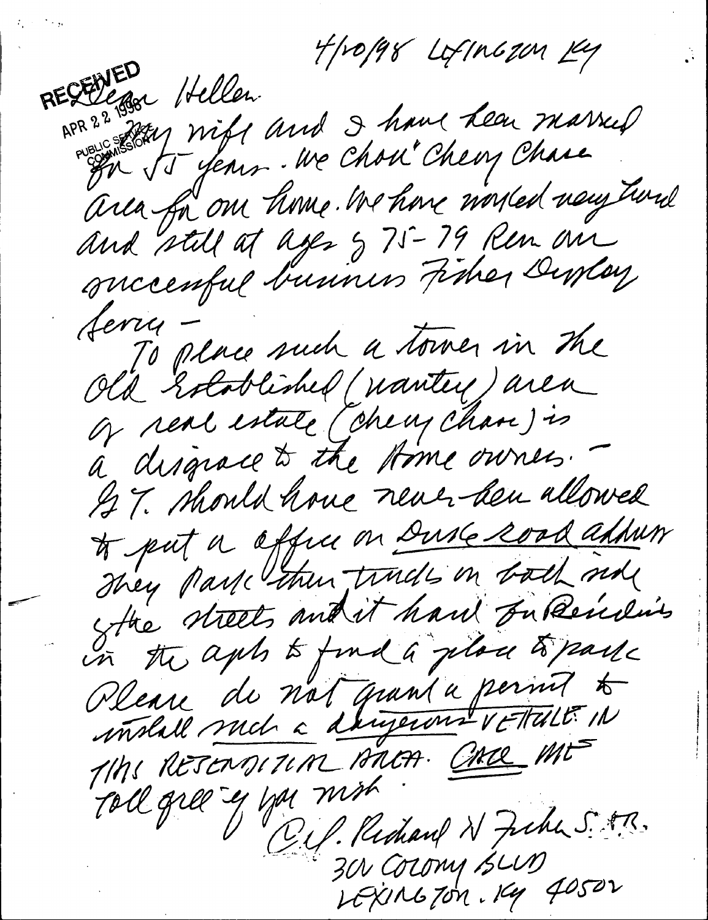4/20/98 Lexington Ky

RECEIVED
APR 22 1998
PUBLIC SERVICE COMMISSION

Dear Hellen

My wife and I have been married for 55 years. We chose Chevy Chase area for our home. We have worked very hard and still at ages of 75-79 Run our successful business Fisher Display Service –

To place such a tower in the Old Established (wanting) area of real estate (Chevy Chase) is a disgrace to the Home owners. – G.T. should have never been allowed to put a office on Duke Road address. They park their trucks on both side of the streets and it hard for Residents in the apts to find a place to park. Please do not grant a permit to install such a dangerous VEHICLE IN THIS RESIDENTIAL AREA. CALL ME Toll free if you wish.

C.P. Richard N Fisher S. P.R.
301 COLONY BLVD
LEXINGTON. KY 40502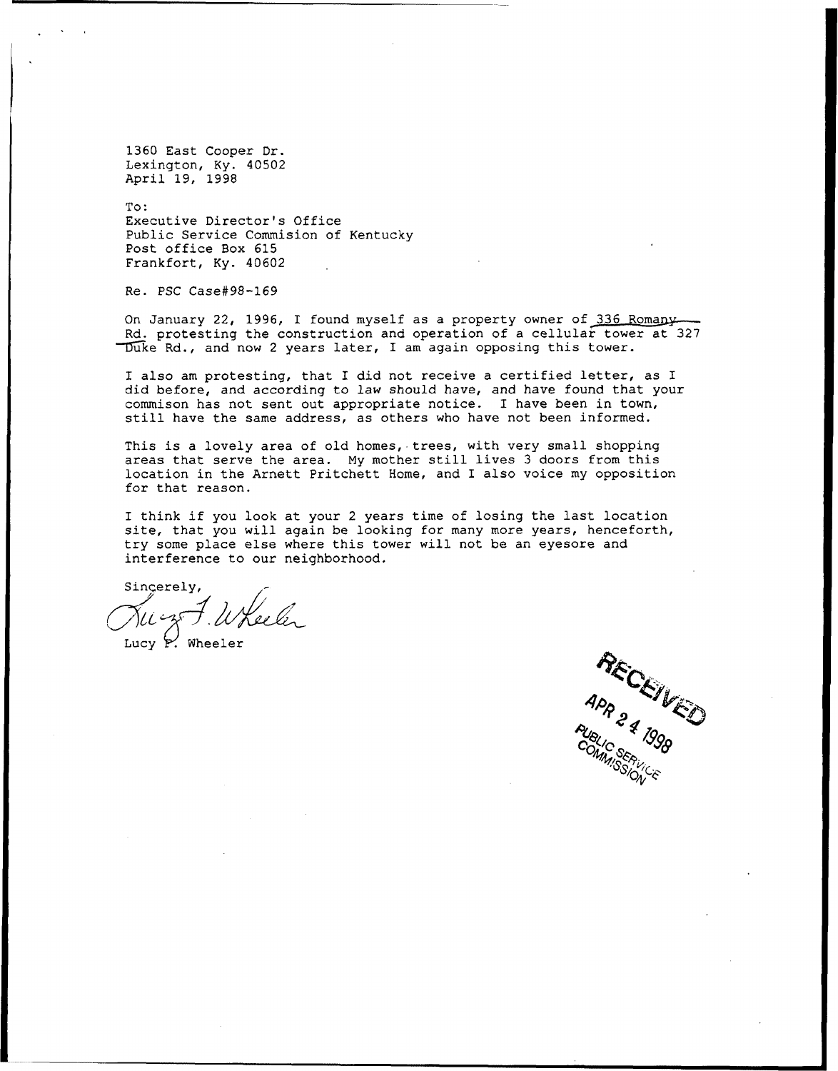1360 East Cooper Dr.
Lexington, Ky. 40502
April 19, 1998

To:
Executive Director's Office
Public Service Commision of Kentucky
Post office Box 615
Frankfort, Ky. 40602

Re. PSC Case#98-169

On January 22, 1996, I found myself as a property owner of 336 Romany Rd. protesting the construction and operation of a cellular tower at 327 Duke Rd., and now 2 years later, I am again opposing this tower.

I also am protesting, that I did not receive a certified letter, as I did before, and according to law should have, and have found that your commison has not sent out appropriate notice. I have been in town, still have the same address, as others who have not been informed.

This is a lovely area of old homes, trees, with very small shopping areas that serve the area. My mother still lives 3 doors from this location in the Arnett Pritchett Home, and I also voice my opposition for that reason.

I think if you look at your 2 years time of losing the last location site, that you will again be looking for many more years, henceforth, try some place else where this tower will not be an eyesore and interference to our neighborhood.

Sincerely,

Lucy F. Wheeler

Lucy F. Wheeler

RECEIVED
APR 24 1998
PUBLIC SERVICE COMMISSION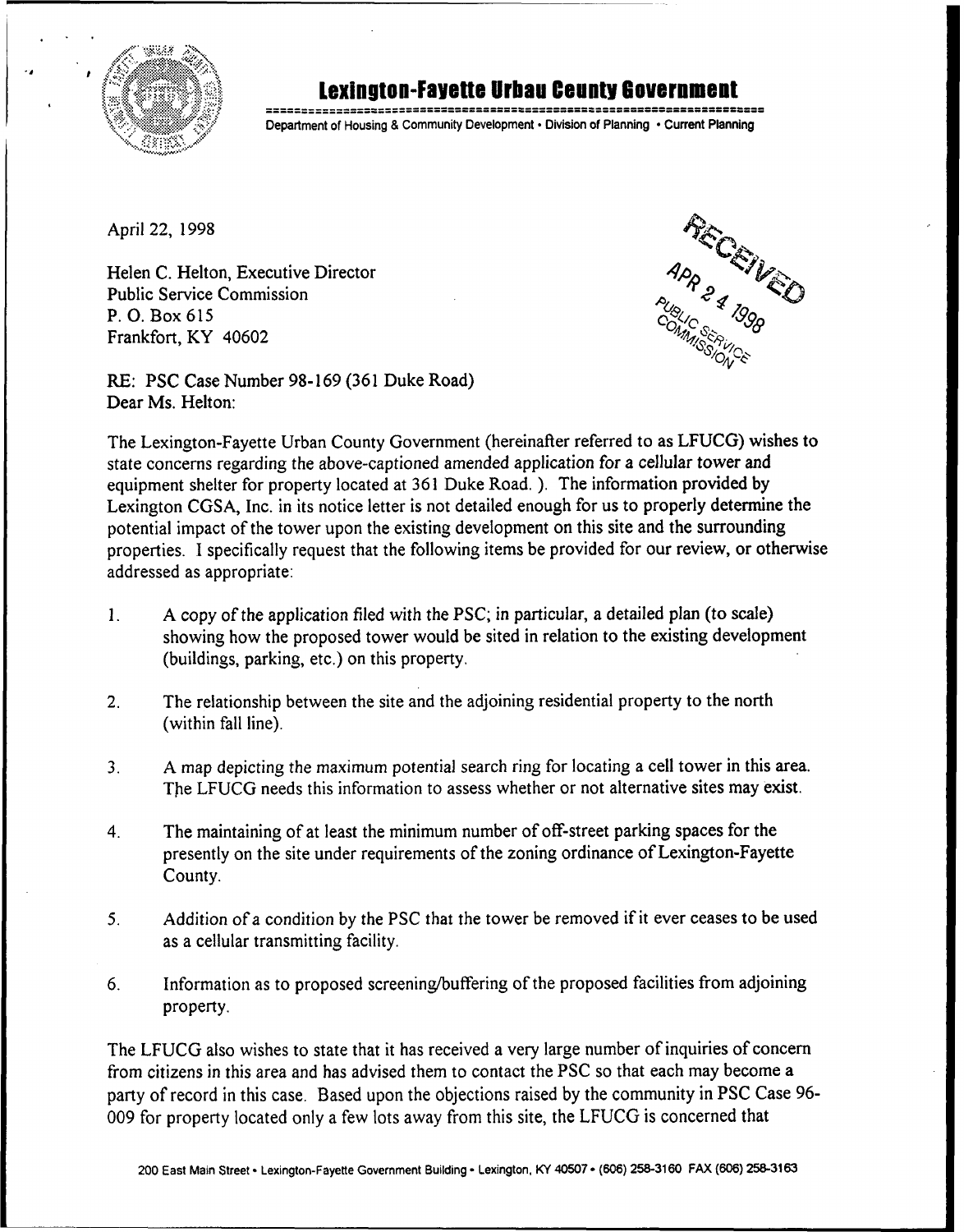# Lexington-Fayette Urban County Government

Department of Housing & Community Development • Division of Planning • Current Planning

April 22, 1998

RECEIVED
APR 24 1998
PUBLIC SERVICE COMMISSION

Helen C. Helton, Executive Director
Public Service Commission
P. O. Box 615
Frankfort, KY 40602

RE: PSC Case Number 98-169 (361 Duke Road)
Dear Ms. Helton:

The Lexington-Fayette Urban County Government (hereinafter referred to as LFUCG) wishes to state concerns regarding the above-captioned amended application for a cellular tower and equipment shelter for property located at 361 Duke Road. ). The information provided by Lexington CGSA, Inc. in its notice letter is not detailed enough for us to properly determine the potential impact of the tower upon the existing development on this site and the surrounding properties. I specifically request that the following items be provided for our review, or otherwise addressed as appropriate:

1. A copy of the application filed with the PSC; in particular, a detailed plan (to scale) showing how the proposed tower would be sited in relation to the existing development (buildings, parking, etc.) on this property.

2. The relationship between the site and the adjoining residential property to the north (within fall line).

3. A map depicting the maximum potential search ring for locating a cell tower in this area. The LFUCG needs this information to assess whether or not alternative sites may exist.

4. The maintaining of at least the minimum number of off-street parking spaces for the presently on the site under requirements of the zoning ordinance of Lexington-Fayette County.

5. Addition of a condition by the PSC that the tower be removed if it ever ceases to be used as a cellular transmitting facility.

6. Information as to proposed screening/buffering of the proposed facilities from adjoining property.

The LFUCG also wishes to state that it has received a very large number of inquiries of concern from citizens in this area and has advised them to contact the PSC so that each may become a party of record in this case. Based upon the objections raised by the community in PSC Case 96-009 for property located only a few lots away from this site, the LFUCG is concerned that

200 East Main Street • Lexington-Fayette Government Building • Lexington, KY 40507 • (606) 258-3160 FAX (606) 258-3163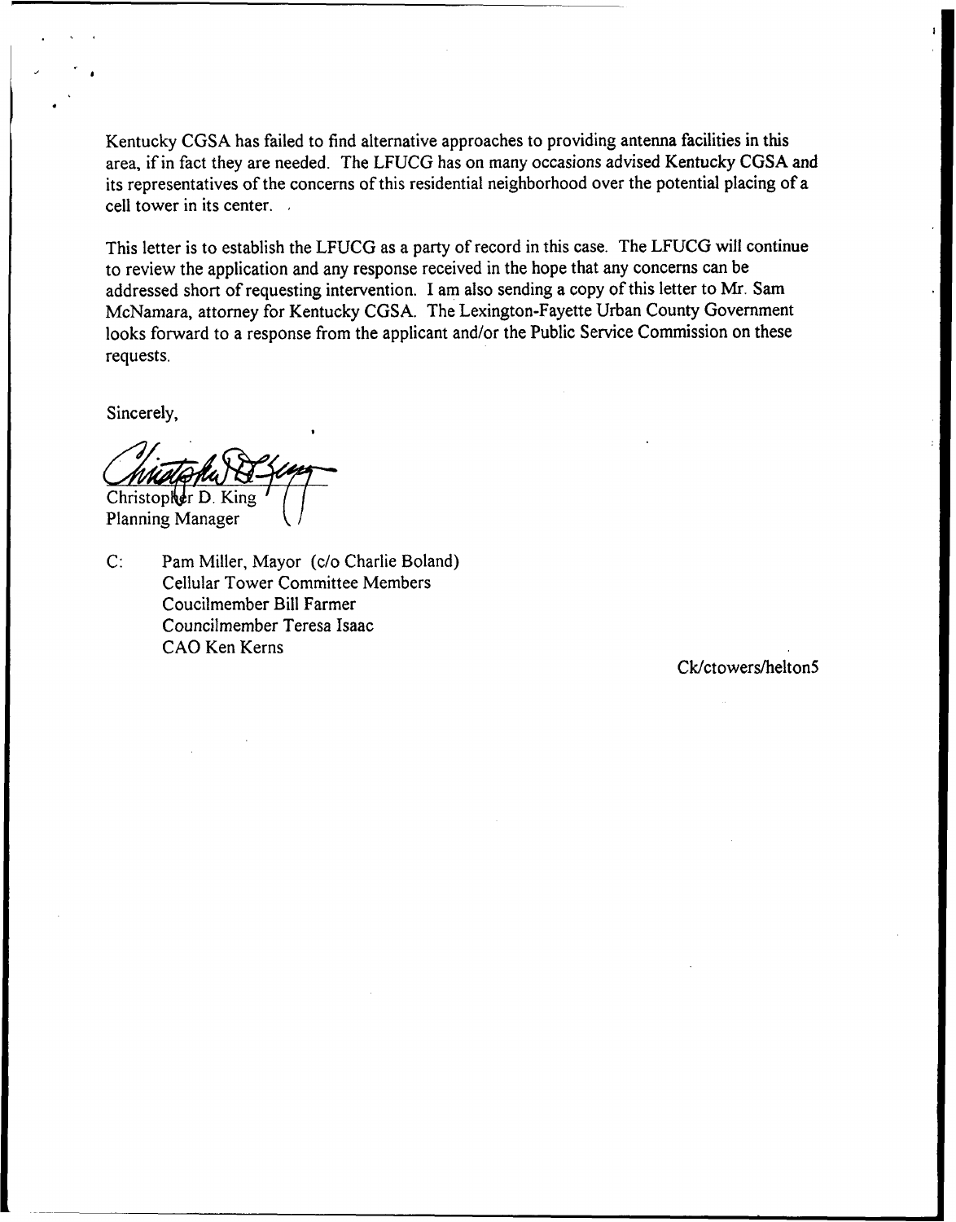Kentucky CGSA has failed to find alternative approaches to providing antenna facilities in this area, if in fact they are needed. The LFUCG has on many occasions advised Kentucky CGSA and its representatives of the concerns of this residential neighborhood over the potential placing of a cell tower in its center.

This letter is to establish the LFUCG as a party of record in this case. The LFUCG will continue to review the application and any response received in the hope that any concerns can be addressed short of requesting intervention. I am also sending a copy of this letter to Mr. Sam McNamara, attorney for Kentucky CGSA. The Lexington-Fayette Urban County Government looks forward to a response from the applicant and/or the Public Service Commission on these requests.

Sincerely,

Christopher D. King
Planning Manager

C: Pam Miller, Mayor (c/o Charlie Boland)
Cellular Tower Committee Members
Coucilmember Bill Farmer
Councilmember Teresa Isaac
CAO Ken Kerns

Ck/ctowers/helton5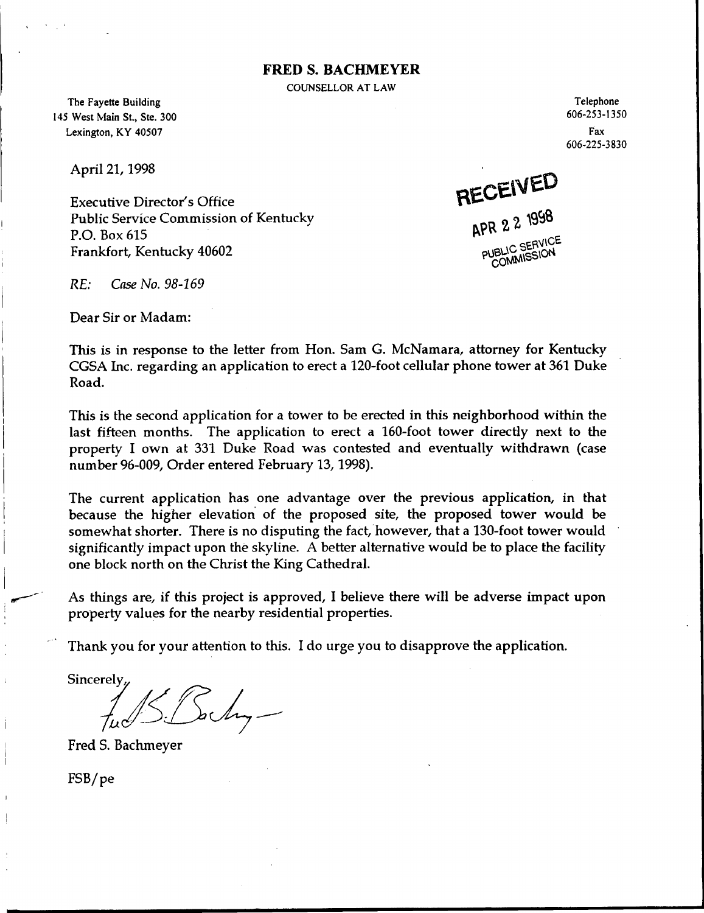# FRED S. BACHMEYER

COUNSELLOR AT LAW

The Fayette Building
145 West Main St., Ste. 300
Lexington, KY 40507

Telephone
606-253-1350
Fax
606-225-3830

April 21, 1998

RECEIVED
APR 22 1998
PUBLIC SERVICE COMMISSION

Executive Director's Office
Public Service Commission of Kentucky
P.O. Box 615
Frankfort, Kentucky 40602

*RE: Case No. 98-169*

Dear Sir or Madam:

This is in response to the letter from Hon. Sam G. McNamara, attorney for Kentucky CGSA Inc. regarding an application to erect a 120-foot cellular phone tower at 361 Duke Road.

This is the second application for a tower to be erected in this neighborhood within the last fifteen months. The application to erect a 160-foot tower directly next to the property I own at 331 Duke Road was contested and eventually withdrawn (case number 96-009, Order entered February 13, 1998).

The current application has one advantage over the previous application, in that because the higher elevation of the proposed site, the proposed tower would be somewhat shorter. There is no disputing the fact, however, that a 130-foot tower would significantly impact upon the skyline. A better alternative would be to place the facility one block north on the Christ the King Cathedral.

As things are, if this project is approved, I believe there will be adverse impact upon property values for the nearby residential properties.

Thank you for your attention to this. I do urge you to disapprove the application.

Sincerely,

Fred S. Bachmeyer

FSB/pe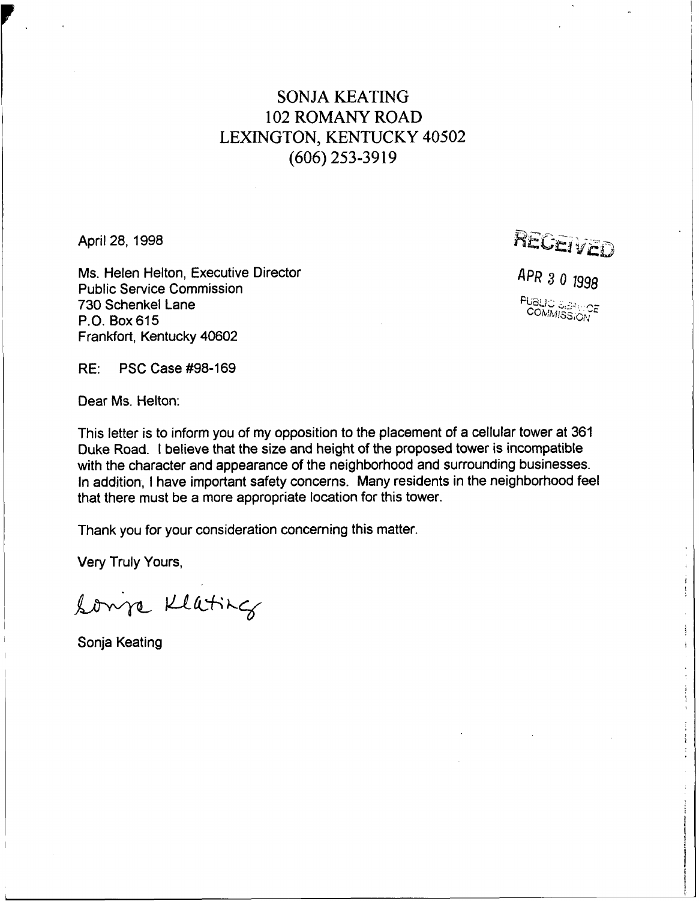SONJA KEATING
102 ROMANY ROAD
LEXINGTON, KENTUCKY 40502
(606) 253-3919

April 28, 1998

RECEIVED

APR 30 1998

PUBLIC SERVICE COMMISSION

Ms. Helen Helton, Executive Director
Public Service Commission
730 Schenkel Lane
P.O. Box 615
Frankfort, Kentucky 40602

RE: PSC Case #98-169

Dear Ms. Helton:

This letter is to inform you of my opposition to the placement of a cellular tower at 361 Duke Road. I believe that the size and height of the proposed tower is incompatible with the character and appearance of the neighborhood and surrounding businesses. In addition, I have important safety concerns. Many residents in the neighborhood feel that there must be a more appropriate location for this tower.

Thank you for your consideration concerning this matter.

Very Truly Yours,

Sonja Keating

Sonja Keating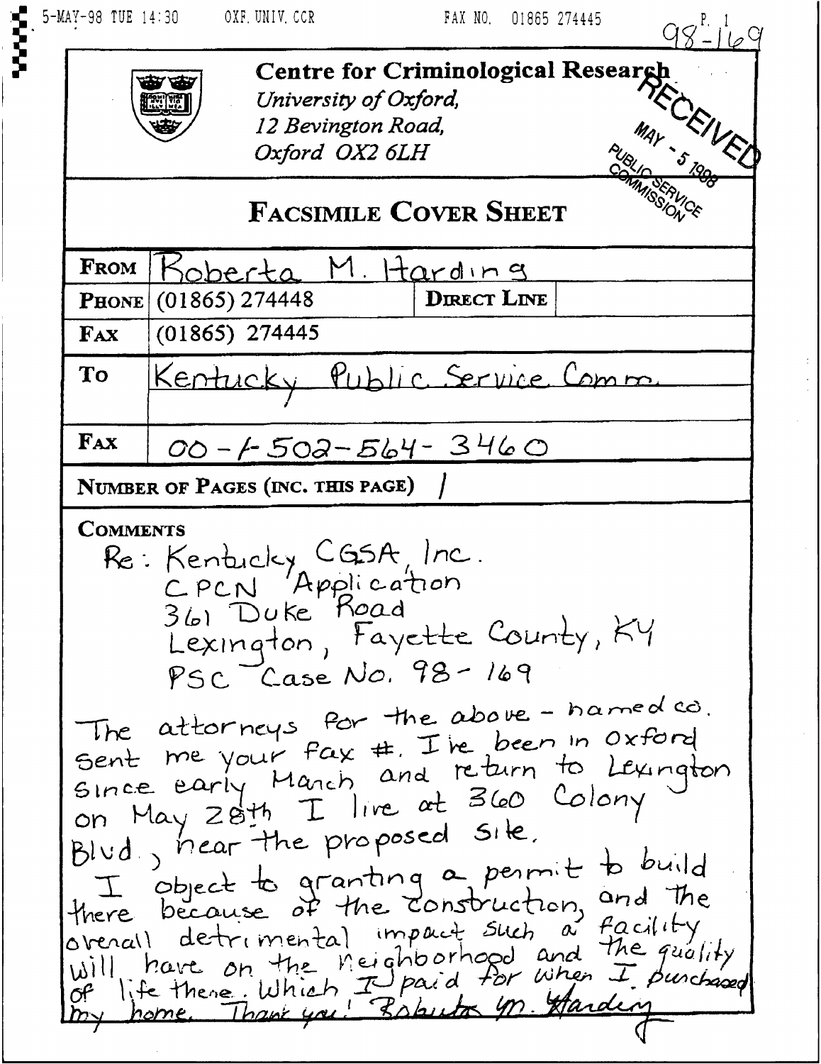5-MAY-98 TUE 14:30 OXF. UNIV. CCR FAX NO. 01865 274445

98-169

**Centre for Criminological Research**
*University of Oxford,*
*12 Bevington Road,*
*Oxford OX2 6LH*

RECEIVED
MAY - 5 1998
PUBLIC SERVICE COMMISSION

## FACSIMILE COVER SHEET

| | | | |
|---|---|---|---|
| **FROM** | Roberta M. Harding | | |
| **PHONE** | (01865) 274448 | **DIRECT LINE** | |
| **FAX** | (01865) 274445 | | |
| **TO** | Kentucky Public Service Comm. | | |
| **FAX** | 00-1-502-564-3460 | | |

**NUMBER OF PAGES (INC. THIS PAGE)** 1

**COMMENTS**

Re: Kentucky CGSA, Inc.
CPCN Application
361 Duke Road
Lexington, Fayette County, KY
PSC Case No. 98-169

The attorneys for the above-named co. sent me your fax #. I've been in Oxford since early March and return to Lexington on May 28th. I live at 360 Colony Blvd., near the proposed site.

I object to granting a permit to build there because of the construction, and the overall detrimental impact such a facility will have on the neighborhood and the quality of life there. Which I paid for when I purchased my home. Thank you! Roberta M. Harding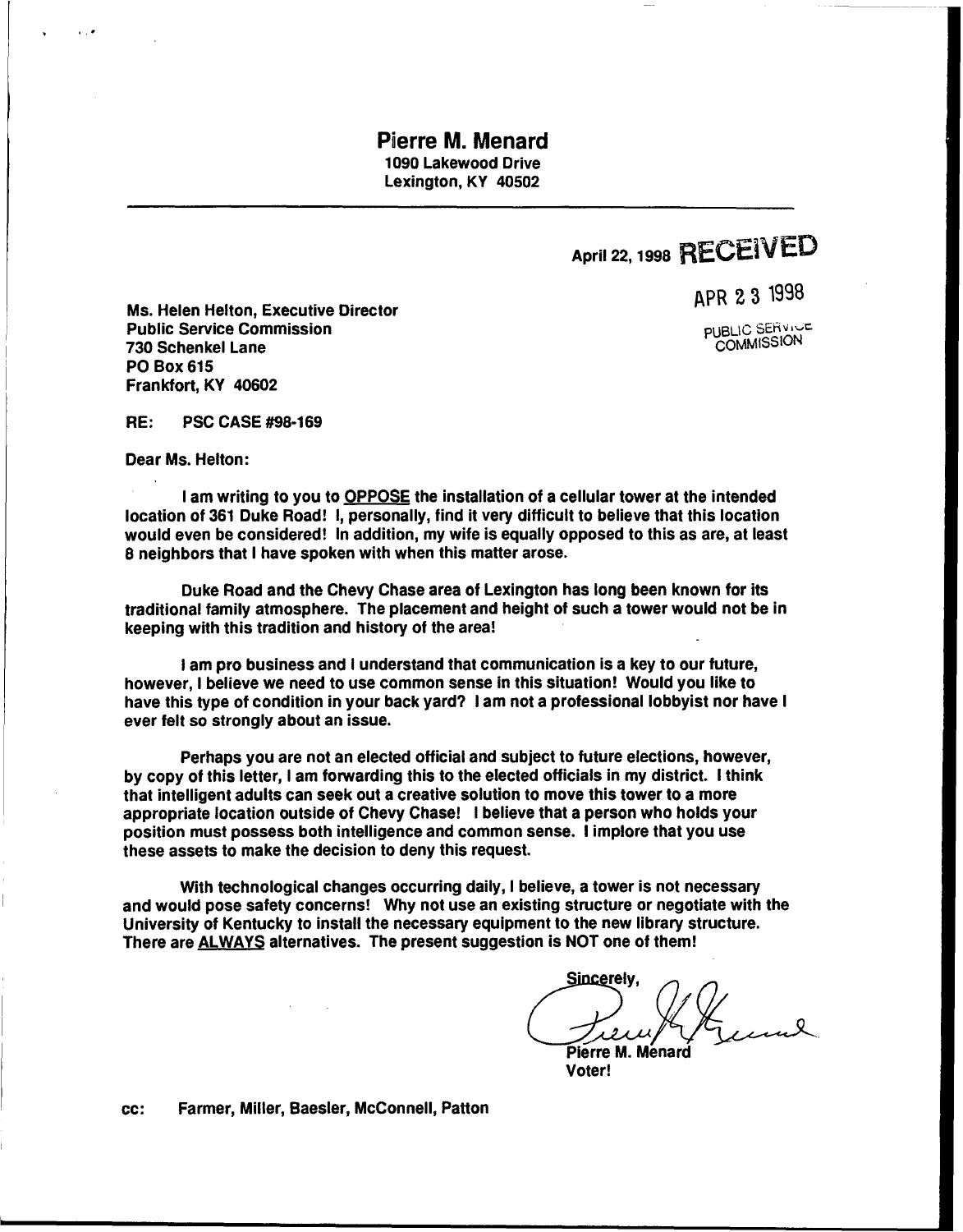**Pierre M. Menard**
1090 Lakewood Drive
Lexington, KY 40502

April 22, 1998 RECEIVED

APR 23 1998

PUBLIC SERVICE COMMISSION

Ms. Helen Helton, Executive Director
Public Service Commission
730 Schenkel Lane
PO Box 615
Frankfort, KY 40602

RE: PSC CASE #98-169

Dear Ms. Helton:

I am writing to you to OPPOSE the installation of a cellular tower at the intended location of 361 Duke Road! I, personally, find it very difficult to believe that this location would even be considered! In addition, my wife is equally opposed to this as are, at least 8 neighbors that I have spoken with when this matter arose.

Duke Road and the Chevy Chase area of Lexington has long been known for its traditional family atmosphere. The placement and height of such a tower would not be in keeping with this tradition and history of the area!

I am pro business and I understand that communication is a key to our future, however, I believe we need to use common sense in this situation! Would you like to have this type of condition in your back yard? I am not a professional lobbyist nor have I ever felt so strongly about an issue.

Perhaps you are not an elected official and subject to future elections, however, by copy of this letter, I am forwarding this to the elected officials in my district. I think that intelligent adults can seek out a creative solution to move this tower to a more appropriate location outside of Chevy Chase! I believe that a person who holds your position must possess both intelligence and common sense. I implore that you use these assets to make the decision to deny this request.

With technological changes occurring daily, I believe, a tower is not necessary and would pose safety concerns! Why not use an existing structure or negotiate with the University of Kentucky to install the necessary equipment to the new library structure. There are ALWAYS alternatives. The present suggestion is NOT one of them!

Sincerely,

Pierre M. Menard
Voter!

cc: Farmer, Miller, Baesler, McConnell, Patton